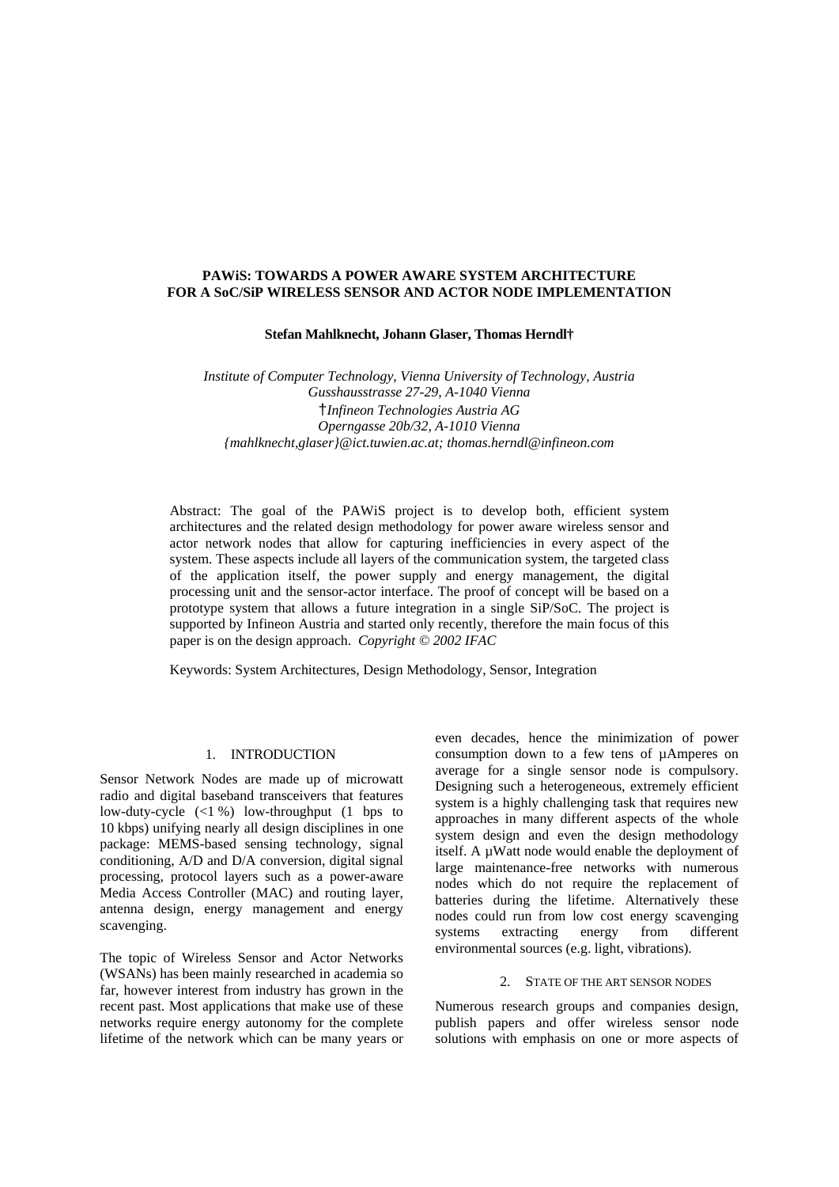# PAWiS: TOWARDS A POWER AWARE SYSTEM ARCHITECTURE FOR A SoC/SiP WIRELESS SENSOR AND ACTOR NODE IMPLEMENTATION

**Stefan Mahlknecht, Johann Glaser, Thomas Herndl†**

*Institute of Computer Technology, Vienna University of Technology, Austria*
*Gusshausstrasse 27-29, A-1040 Vienna*
†*Infineon Technologies Austria AG*
*Operngasse 20b/32, A-1010 Vienna*
*{mahlknecht,glaser}@ict.tuwien.ac.at; thomas.herndl@infineon.com*

Abstract: The goal of the PAWiS project is to develop both, efficient system architectures and the related design methodology for power aware wireless sensor and actor network nodes that allow for capturing inefficiencies in every aspect of the system. These aspects include all layers of the communication system, the targeted class of the application itself, the power supply and energy management, the digital processing unit and the sensor-actor interface. The proof of concept will be based on a prototype system that allows a future integration in a single SiP/SoC. The project is supported by Infineon Austria and started only recently, therefore the main focus of this paper is on the design approach. *Copyright © 2002 IFAC*

Keywords: System Architectures, Design Methodology, Sensor, Integration

## 1. INTRODUCTION

Sensor Network Nodes are made up of microwatt radio and digital baseband transceivers that features low-duty-cycle (<1 %) low-throughput (1 bps to 10 kbps) unifying nearly all design disciplines in one package: MEMS-based sensing technology, signal conditioning, A/D and D/A conversion, digital signal processing, protocol layers such as a power-aware Media Access Controller (MAC) and routing layer, antenna design, energy management and energy scavenging.

The topic of Wireless Sensor and Actor Networks (WSANs) has been mainly researched in academia so far, however interest from industry has grown in the recent past. Most applications that make use of these networks require energy autonomy for the complete lifetime of the network which can be many years or even decades, hence the minimization of power consumption down to a few tens of µAmperes on average for a single sensor node is compulsory. Designing such a heterogeneous, extremely efficient system is a highly challenging task that requires new approaches in many different aspects of the whole system design and even the design methodology itself. A µWatt node would enable the deployment of large maintenance-free networks with numerous nodes which do not require the replacement of batteries during the lifetime. Alternatively these nodes could run from low cost energy scavenging systems extracting energy from different environmental sources (e.g. light, vibrations).

## 2. STATE OF THE ART SENSOR NODES

Numerous research groups and companies design, publish papers and offer wireless sensor node solutions with emphasis on one or more aspects of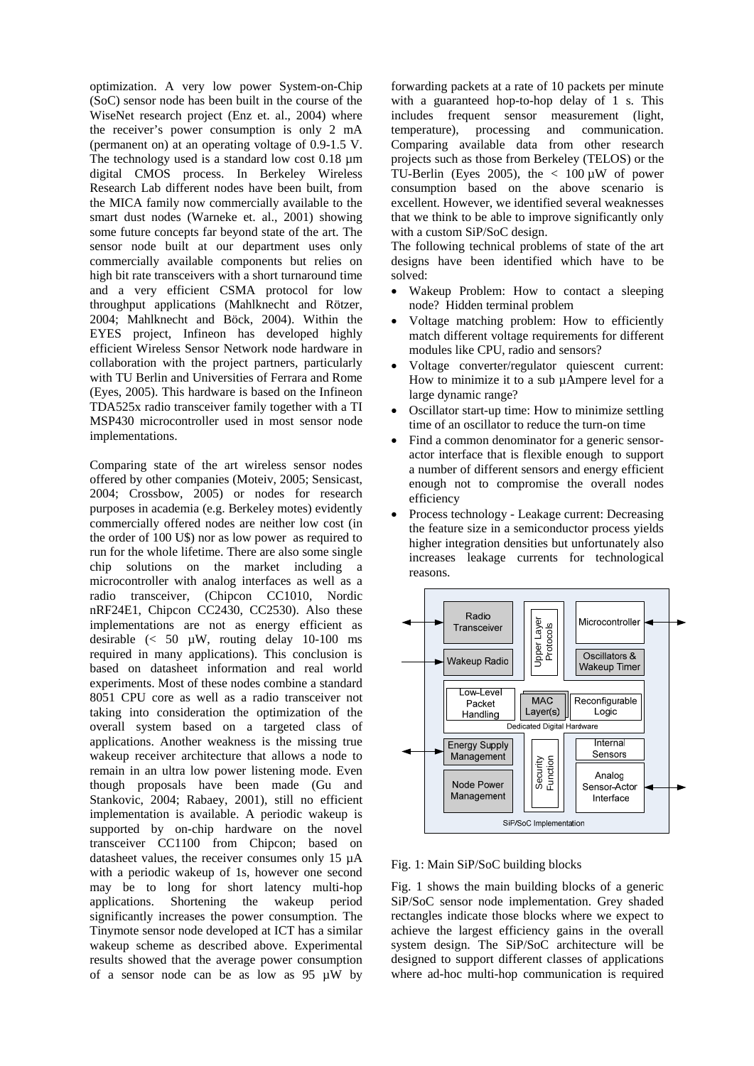optimization. A very low power System-on-Chip (SoC) sensor node has been built in the course of the WiseNet research project (Enz et. al., 2004) where the receiver's power consumption is only 2 mA (permanent on) at an operating voltage of 0.9-1.5 V. The technology used is a standard low cost 0.18 µm digital CMOS process. In Berkeley Wireless Research Lab different nodes have been built, from the MICA family now commercially available to the smart dust nodes (Warneke et. al., 2001) showing some future concepts far beyond state of the art. The sensor node built at our department uses only commercially available components but relies on high bit rate transceivers with a short turnaround time and a very efficient CSMA protocol for low throughput applications (Mahlknecht and Rötzer, 2004; Mahlknecht and Böck, 2004). Within the EYES project, Infineon has developed highly efficient Wireless Sensor Network node hardware in collaboration with the project partners, particularly with TU Berlin and Universities of Ferrara and Rome (Eyes, 2005). This hardware is based on the Infineon TDA525x radio transceiver family together with a TI MSP430 microcontroller used in most sensor node implementations.

Comparing state of the art wireless sensor nodes offered by other companies (Moteiv, 2005; Sensicast, 2004; Crossbow, 2005) or nodes for research purposes in academia (e.g. Berkeley motes) evidently commercially offered nodes are neither low cost (in the order of 100 U$) nor as low power as required to run for the whole lifetime. There are also some single chip solutions on the market including a microcontroller with analog interfaces as well as a radio transceiver, (Chipcon CC1010, Nordic nRF24E1, Chipcon CC2430, CC2530). Also these implementations are not as energy efficient as desirable (< 50 µW, routing delay 10-100 ms required in many applications). This conclusion is based on datasheet information and real world experiments. Most of these nodes combine a standard 8051 CPU core as well as a radio transceiver not taking into consideration the optimization of the overall system based on a targeted class of applications. Another weakness is the missing true wakeup receiver architecture that allows a node to remain in an ultra low power listening mode. Even though proposals have been made (Gu and Stankovic, 2004; Rabaey, 2001), still no efficient implementation is available. A periodic wakeup is supported by on-chip hardware on the novel transceiver CC1100 from Chipcon; based on datasheet values, the receiver consumes only 15 µA with a periodic wakeup of 1s, however one second may be to long for short latency multi-hop applications. Shortening the wakeup period significantly increases the power consumption. The Tinymote sensor node developed at ICT has a similar wakeup scheme as described above. Experimental results showed that the average power consumption of a sensor node can be as low as 95 µW by forwarding packets at a rate of 10 packets per minute with a guaranteed hop-to-hop delay of 1 s. This includes frequent sensor measurement (light, temperature), processing and communication. Comparing available data from other research projects such as those from Berkeley (TELOS) or the TU-Berlin (Eyes 2005), the < 100 µW of power consumption based on the above scenario is excellent. However, we identified several weaknesses that we think to be able to improve significantly only with a custom SiP/SoC design.

The following technical problems of state of the art designs have been identified which have to be solved:

- Wakeup Problem: How to contact a sleeping node? Hidden terminal problem
- Voltage matching problem: How to efficiently match different voltage requirements for different modules like CPU, radio and sensors?
- Voltage converter/regulator quiescent current: How to minimize it to a sub µAmpere level for a large dynamic range?
- Oscillator start-up time: How to minimize settling time of an oscillator to reduce the turn-on time
- Find a common denominator for a generic sensor-actor interface that is flexible enough to support a number of different sensors and energy efficient enough not to compromise the overall nodes efficiency
- Process technology - Leakage current: Decreasing the feature size in a semiconductor process yields higher integration densities but unfortunately also increases leakage currents for technological reasons.

Fig. 1: Main SiP/SoC building blocks

Fig. 1 shows the main building blocks of a generic SiP/SoC sensor node implementation. Grey shaded rectangles indicate those blocks where we expect to achieve the largest efficiency gains in the overall system design. The SiP/SoC architecture will be designed to support different classes of applications where ad-hoc multi-hop communication is required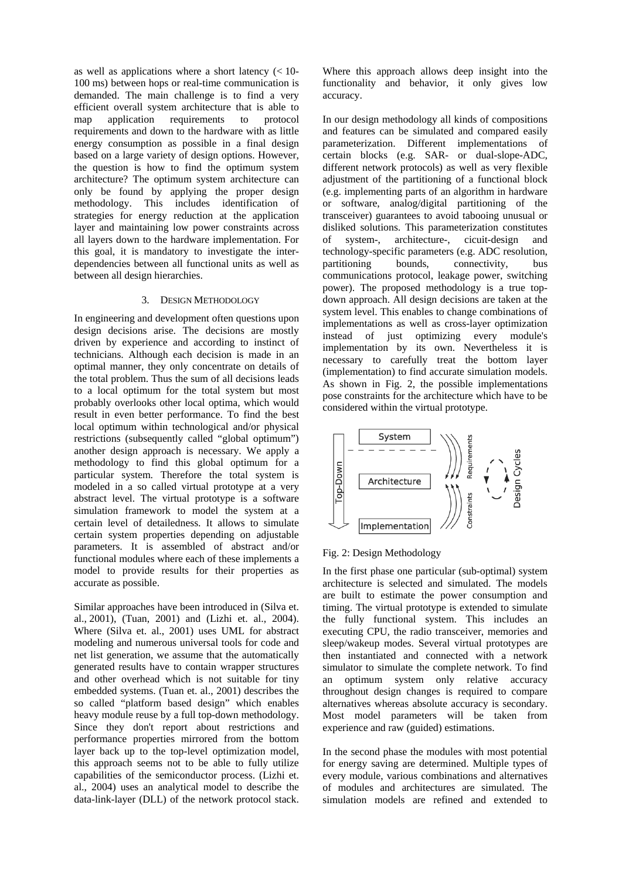as well as applications where a short latency (< 10-100 ms) between hops or real-time communication is demanded. The main challenge is to find a very efficient overall system architecture that is able to map application requirements to protocol requirements and down to the hardware with as little energy consumption as possible in a final design based on a large variety of design options. However, the question is how to find the optimum system architecture? The optimum system architecture can only be found by applying the proper design methodology. This includes identification of strategies for energy reduction at the application layer and maintaining low power constraints across all layers down to the hardware implementation. For this goal, it is mandatory to investigate the inter-dependencies between all functional units as well as between all design hierarchies.

## 3. Design Methodology

In engineering and development often questions upon design decisions arise. The decisions are mostly driven by experience and according to instinct of technicians. Although each decision is made in an optimal manner, they only concentrate on details of the total problem. Thus the sum of all decisions leads to a local optimum for the total system but most probably overlooks other local optima, which would result in even better performance. To find the best local optimum within technological and/or physical restrictions (subsequently called "global optimum") another design approach is necessary. We apply a methodology to find this global optimum for a particular system. Therefore the total system is modeled in a so called virtual prototype at a very abstract level. The virtual prototype is a software simulation framework to model the system at a certain level of detailedness. It allows to simulate certain system properties depending on adjustable parameters. It is assembled of abstract and/or functional modules where each of these implements a model to provide results for their properties as accurate as possible.

Similar approaches have been introduced in (Silva et. al., 2001), (Tuan, 2001) and (Lizhi et. al., 2004). Where (Silva et. al., 2001) uses UML for abstract modeling and numerous universal tools for code and net list generation, we assume that the automatically generated results have to contain wrapper structures and other overhead which is not suitable for tiny embedded systems. (Tuan et. al., 2001) describes the so called "platform based design" which enables heavy module reuse by a full top-down methodology. Since they don't report about restrictions and performance properties mirrored from the bottom layer back up to the top-level optimization model, this approach seems not to be able to fully utilize capabilities of the semiconductor process. (Lizhi et. al., 2004) uses an analytical model to describe the data-link-layer (DLL) of the network protocol stack. Where this approach allows deep insight into the functionality and behavior, it only gives low accuracy.

In our design methodology all kinds of compositions and features can be simulated and compared easily parameterization. Different implementations of certain blocks (e.g. SAR- or dual-slope-ADC, different network protocols) as well as very flexible adjustment of the partitioning of a functional block (e.g. implementing parts of an algorithm in hardware or software, analog/digital partitioning of the transceiver) guarantees to avoid tabooing unusual or disliked solutions. This parameterization constitutes of system-, architecture-, cicuit-design and technology-specific parameters (e.g. ADC resolution, partitioning bounds, connectivity, bus communications protocol, leakage power, switching power). The proposed methodology is a true top-down approach. All design decisions are taken at the system level. This enables to change combinations of implementations as well as cross-layer optimization instead of just optimizing every module's implementation by its own. Nevertheless it is necessary to carefully treat the bottom layer (implementation) to find accurate simulation models. As shown in Fig. 2, the possible implementations pose constraints for the architecture which have to be considered within the virtual prototype.

Top-Down
System
Architecture
Implementation
Requirements
Constraints
Design Cycles

Fig. 2: Design Methodology

In the first phase one particular (sub-optimal) system architecture is selected and simulated. The models are built to estimate the power consumption and timing. The virtual prototype is extended to simulate the fully functional system. This includes an executing CPU, the radio transceiver, memories and sleep/wakeup modes. Several virtual prototypes are then instantiated and connected with a network simulator to simulate the complete network. To find an optimum system only relative accuracy throughout design changes is required to compare alternatives whereas absolute accuracy is secondary. Most model parameters will be taken from experience and raw (guided) estimations.

In the second phase the modules with most potential for energy saving are determined. Multiple types of every module, various combinations and alternatives of modules and architectures are simulated. The simulation models are refined and extended to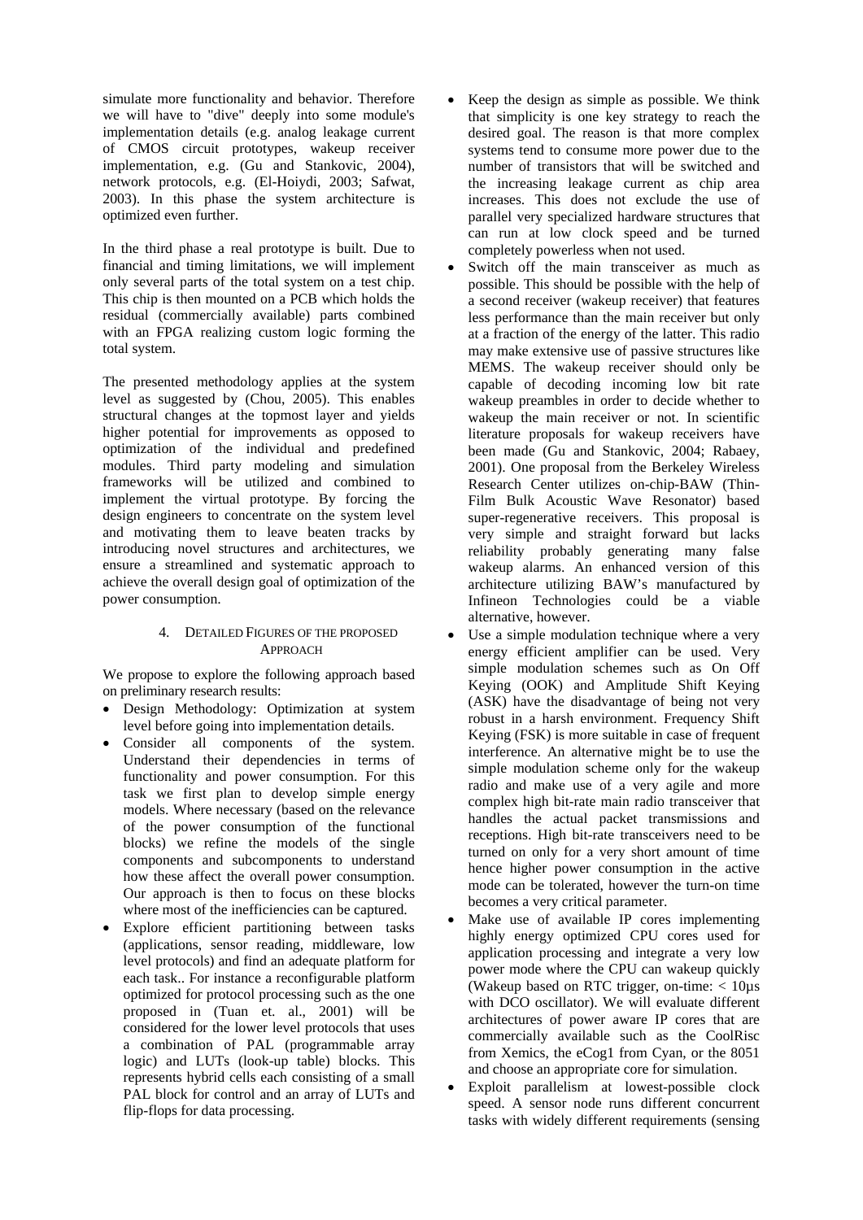simulate more functionality and behavior. Therefore we will have to "dive" deeply into some module's implementation details (e.g. analog leakage current of CMOS circuit prototypes, wakeup receiver implementation, e.g. (Gu and Stankovic, 2004), network protocols, e.g. (El-Hoiydi, 2003; Safwat, 2003). In this phase the system architecture is optimized even further.

In the third phase a real prototype is built. Due to financial and timing limitations, we will implement only several parts of the total system on a test chip. This chip is then mounted on a PCB which holds the residual (commercially available) parts combined with an FPGA realizing custom logic forming the total system.

The presented methodology applies at the system level as suggested by (Chou, 2005). This enables structural changes at the topmost layer and yields higher potential for improvements as opposed to optimization of the individual and predefined modules. Third party modeling and simulation frameworks will be utilized and combined to implement the virtual prototype. By forcing the design engineers to concentrate on the system level and motivating them to leave beaten tracks by introducing novel structures and architectures, we ensure a streamlined and systematic approach to achieve the overall design goal of optimization of the power consumption.

## 4. Detailed Figures of the Proposed Approach

We propose to explore the following approach based on preliminary research results:

- Design Methodology: Optimization at system level before going into implementation details.
- Consider all components of the system. Understand their dependencies in terms of functionality and power consumption. For this task we first plan to develop simple energy models. Where necessary (based on the relevance of the power consumption of the functional blocks) we refine the models of the single components and subcomponents to understand how these affect the overall power consumption. Our approach is then to focus on these blocks where most of the inefficiencies can be captured.
- Explore efficient partitioning between tasks (applications, sensor reading, middleware, low level protocols) and find an adequate platform for each task.. For instance a reconfigurable platform optimized for protocol processing such as the one proposed in (Tuan et. al., 2001) will be considered for the lower level protocols that uses a combination of PAL (programmable array logic) and LUTs (look-up table) blocks. This represents hybrid cells each consisting of a small PAL block for control and an array of LUTs and flip-flops for data processing.
- Keep the design as simple as possible. We think that simplicity is one key strategy to reach the desired goal. The reason is that more complex systems tend to consume more power due to the number of transistors that will be switched and the increasing leakage current as chip area increases. This does not exclude the use of parallel very specialized hardware structures that can run at low clock speed and be turned completely powerless when not used.
- Switch off the main transceiver as much as possible. This should be possible with the help of a second receiver (wakeup receiver) that features less performance than the main receiver but only at a fraction of the energy of the latter. This radio may make extensive use of passive structures like MEMS. The wakeup receiver should only be capable of decoding incoming low bit rate wakeup preambles in order to decide whether to wakeup the main receiver or not. In scientific literature proposals for wakeup receivers have been made (Gu and Stankovic, 2004; Rabaey, 2001). One proposal from the Berkeley Wireless Research Center utilizes on-chip-BAW (Thin-Film Bulk Acoustic Wave Resonator) based super-regenerative receivers. This proposal is very simple and straight forward but lacks reliability probably generating many false wakeup alarms. An enhanced version of this architecture utilizing BAW's manufactured by Infineon Technologies could be a viable alternative, however.
- Use a simple modulation technique where a very energy efficient amplifier can be used. Very simple modulation schemes such as On Off Keying (OOK) and Amplitude Shift Keying (ASK) have the disadvantage of being not very robust in a harsh environment. Frequency Shift Keying (FSK) is more suitable in case of frequent interference. An alternative might be to use the simple modulation scheme only for the wakeup radio and make use of a very agile and more complex high bit-rate main radio transceiver that handles the actual packet transmissions and receptions. High bit-rate transceivers need to be turned on only for a very short amount of time hence higher power consumption in the active mode can be tolerated, however the turn-on time becomes a very critical parameter.
- Make use of available IP cores implementing highly energy optimized CPU cores used for application processing and integrate a very low power mode where the CPU can wakeup quickly (Wakeup based on RTC trigger, on-time: < 10µs with DCO oscillator). We will evaluate different architectures of power aware IP cores that are commercially available such as the CoolRisc from Xemics, the eCog1 from Cyan, or the 8051 and choose an appropriate core for simulation.
- Exploit parallelism at lowest-possible clock speed. A sensor node runs different concurrent tasks with widely different requirements (sensing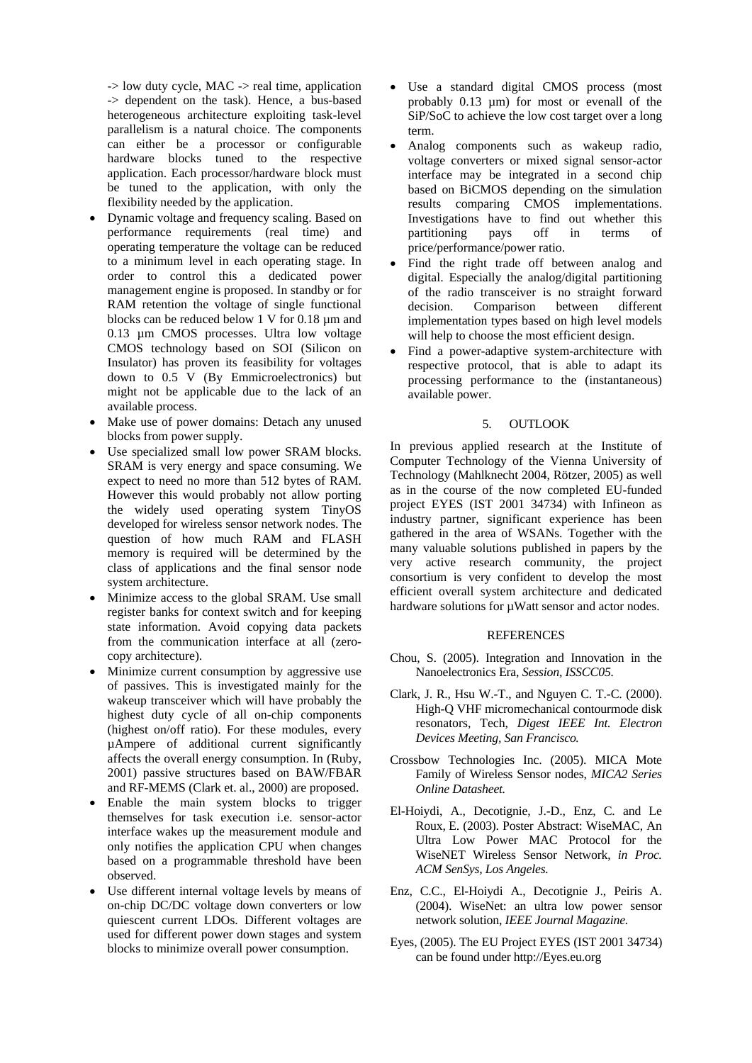-> low duty cycle, MAC -> real time, application -> dependent on the task). Hence, a bus-based heterogeneous architecture exploiting task-level parallelism is a natural choice. The components can either be a processor or configurable hardware blocks tuned to the respective application. Each processor/hardware block must be tuned to the application, with only the flexibility needed by the application.

- Dynamic voltage and frequency scaling. Based on performance requirements (real time) and operating temperature the voltage can be reduced to a minimum level in each operating stage. In order to control this a dedicated power management engine is proposed. In standby or for RAM retention the voltage of single functional blocks can be reduced below 1 V for 0.18 µm and 0.13 µm CMOS processes. Ultra low voltage CMOS technology based on SOI (Silicon on Insulator) has proven its feasibility for voltages down to 0.5 V (By Emmicroelectronics) but might not be applicable due to the lack of an available process.
- Make use of power domains: Detach any unused blocks from power supply.
- Use specialized small low power SRAM blocks. SRAM is very energy and space consuming. We expect to need no more than 512 bytes of RAM. However this would probably not allow porting the widely used operating system TinyOS developed for wireless sensor network nodes. The question of how much RAM and FLASH memory is required will be determined by the class of applications and the final sensor node system architecture.
- Minimize access to the global SRAM. Use small register banks for context switch and for keeping state information. Avoid copying data packets from the communication interface at all (zero-copy architecture).
- Minimize current consumption by aggressive use of passives. This is investigated mainly for the wakeup transceiver which will have probably the highest duty cycle of all on-chip components (highest on/off ratio). For these modules, every µAmpere of additional current significantly affects the overall energy consumption. In (Ruby, 2001) passive structures based on BAW/FBAR and RF-MEMS (Clark et. al., 2000) are proposed.
- Enable the main system blocks to trigger themselves for task execution i.e. sensor-actor interface wakes up the measurement module and only notifies the application CPU when changes based on a programmable threshold have been observed.
- Use different internal voltage levels by means of on-chip DC/DC voltage down converters or low quiescent current LDOs. Different voltages are used for different power down stages and system blocks to minimize overall power consumption.
- Use a standard digital CMOS process (most probably 0.13 µm) for most or evenall of the SiP/SoC to achieve the low cost target over a long term.
- Analog components such as wakeup radio, voltage converters or mixed signal sensor-actor interface may be integrated in a second chip based on BiCMOS depending on the simulation results comparing CMOS implementations. Investigations have to find out whether this partitioning pays off in terms of price/performance/power ratio.
- Find the right trade off between analog and digital. Especially the analog/digital partitioning of the radio transceiver is no straight forward decision. Comparison between different implementation types based on high level models will help to choose the most efficient design.
- Find a power-adaptive system-architecture with respective protocol, that is able to adapt its processing performance to the (instantaneous) available power.

## 5. OUTLOOK

In previous applied research at the Institute of Computer Technology of the Vienna University of Technology (Mahlknecht 2004, Rötzer, 2005) as well as in the course of the now completed EU-funded project EYES (IST 2001 34734) with Infineon as industry partner, significant experience has been gathered in the area of WSANs. Together with the many valuable solutions published in papers by the very active research community, the project consortium is very confident to develop the most efficient overall system architecture and dedicated hardware solutions for µWatt sensor and actor nodes.

## REFERENCES

Chou, S. (2005). Integration and Innovation in the Nanoelectronics Era, *Session, ISSCC05.*

Clark, J. R., Hsu W.-T., and Nguyen C. T.-C. (2000). High-Q VHF micromechanical contourmode disk resonators, Tech, *Digest IEEE Int. Electron Devices Meeting, San Francisco.*

Crossbow Technologies Inc. (2005). MICA Mote Family of Wireless Sensor nodes, *MICA2 Series Online Datasheet.*

El-Hoiydi, A., Decotignie, J.-D., Enz, C. and Le Roux, E. (2003). Poster Abstract: WiseMAC, An Ultra Low Power MAC Protocol for the WiseNET Wireless Sensor Network, *in Proc. ACM SenSys, Los Angeles.*

Enz, C.C., El-Hoiydi A., Decotignie J., Peiris A. (2004). WiseNet: an ultra low power sensor network solution, *IEEE Journal Magazine.*

Eyes, (2005). The EU Project EYES (IST 2001 34734) can be found under http://Eyes.eu.org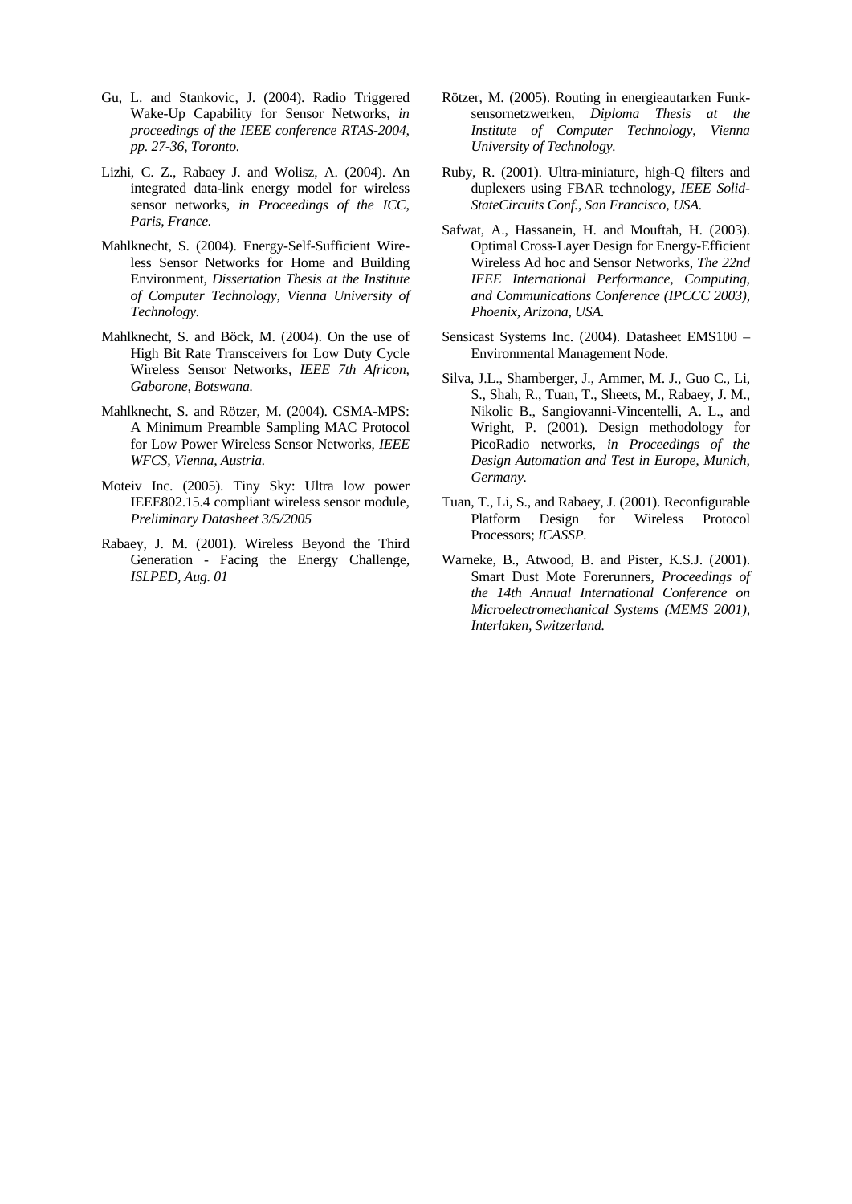Gu, L. and Stankovic, J. (2004). Radio Triggered Wake-Up Capability for Sensor Networks, *in proceedings of the IEEE conference RTAS-2004, pp. 27-36, Toronto.*

Lizhi, C. Z., Rabaey J. and Wolisz, A. (2004). An integrated data-link energy model for wireless sensor networks, *in Proceedings of the ICC, Paris, France.*

Mahlknecht, S. (2004). Energy-Self-Sufficient Wireless Sensor Networks for Home and Building Environment, *Dissertation Thesis at the Institute of Computer Technology, Vienna University of Technology.*

Mahlknecht, S. and Böck, M. (2004). On the use of High Bit Rate Transceivers for Low Duty Cycle Wireless Sensor Networks, *IEEE 7th Africon, Gaborone, Botswana.*

Mahlknecht, S. and Rötzer, M. (2004). CSMA-MPS: A Minimum Preamble Sampling MAC Protocol for Low Power Wireless Sensor Networks, *IEEE WFCS, Vienna, Austria.*

Moteiv Inc. (2005). Tiny Sky: Ultra low power IEEE802.15.4 compliant wireless sensor module, *Preliminary Datasheet 3/5/2005*

Rabaey, J. M. (2001). Wireless Beyond the Third Generation - Facing the Energy Challenge, *ISLPED, Aug. 01*

Rötzer, M. (2005). Routing in energieautarken Funksensornetzwerken, *Diploma Thesis at the Institute of Computer Technology, Vienna University of Technology.*

Ruby, R. (2001). Ultra-miniature, high-Q filters and duplexers using FBAR technology, *IEEE Solid-StateCircuits Conf., San Francisco, USA.*

Safwat, A., Hassanein, H. and Mouftah, H. (2003). Optimal Cross-Layer Design for Energy-Efficient Wireless Ad hoc and Sensor Networks, *The 22nd IEEE International Performance, Computing, and Communications Conference (IPCCC 2003), Phoenix, Arizona, USA.*

Sensicast Systems Inc. (2004). Datasheet EMS100 – Environmental Management Node.

Silva, J.L., Shamberger, J., Ammer, M. J., Guo C., Li, S., Shah, R., Tuan, T., Sheets, M., Rabaey, J. M., Nikolic B., Sangiovanni-Vincentelli, A. L., and Wright, P. (2001). Design methodology for PicoRadio networks, *in Proceedings of the Design Automation and Test in Europe, Munich, Germany.*

Tuan, T., Li, S., and Rabaey, J. (2001). Reconfigurable Platform Design for Wireless Protocol Processors; *ICASSP.*

Warneke, B., Atwood, B. and Pister, K.S.J. (2001). Smart Dust Mote Forerunners, *Proceedings of the 14th Annual International Conference on Microelectromechanical Systems (MEMS 2001), Interlaken, Switzerland.*